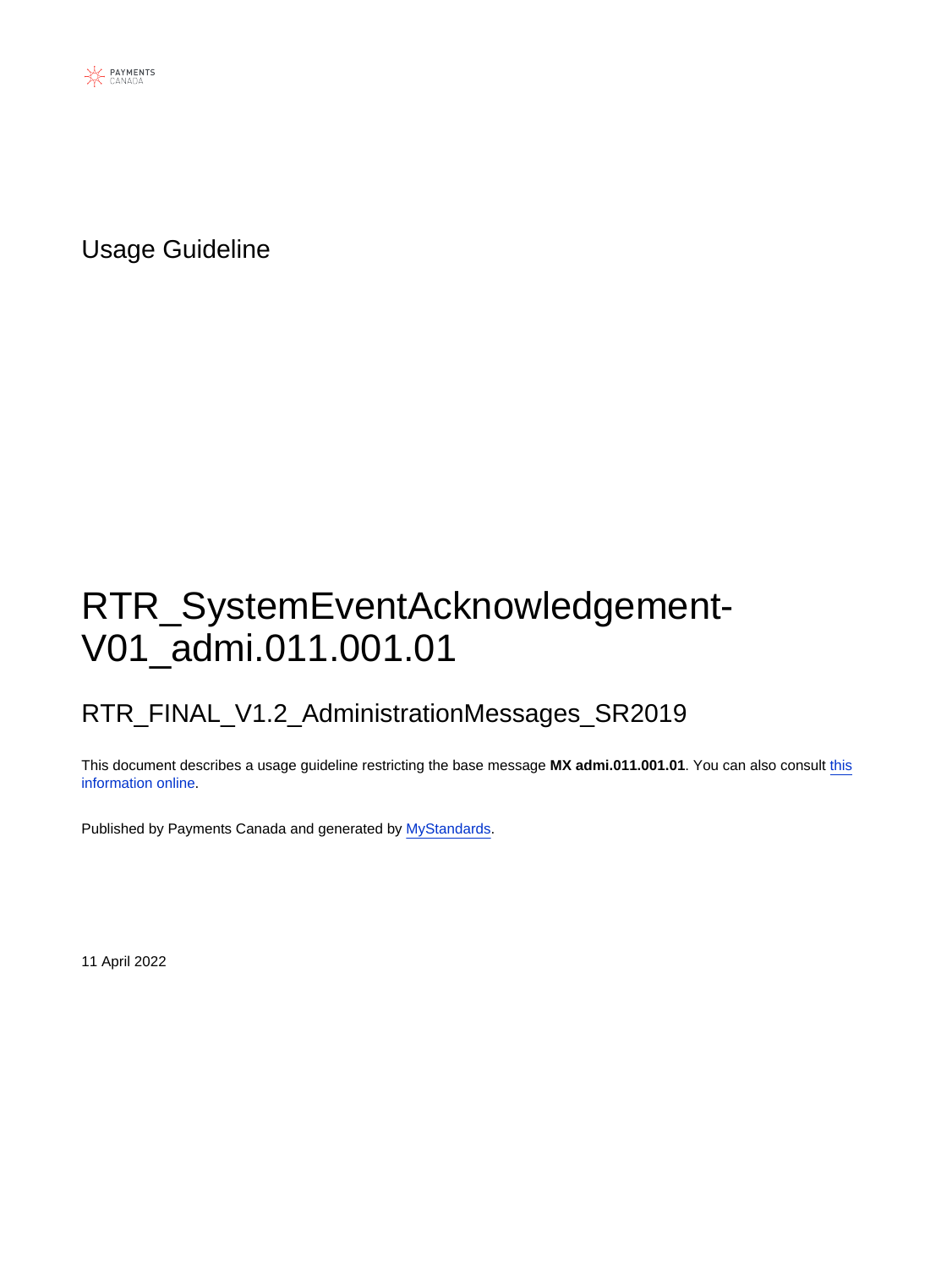Usage Guideline

# RTR_SystemEventAcknowledgement-V01_admi.011.001.01

## RTR_FINAL_V1.2_AdministrationMessages_SR2019

This document describes a usage guideline restricting the base message **MX admi.011.001.01**. You can also consult this information online.

Published by Payments Canada and generated by MyStandards.

11 April 2022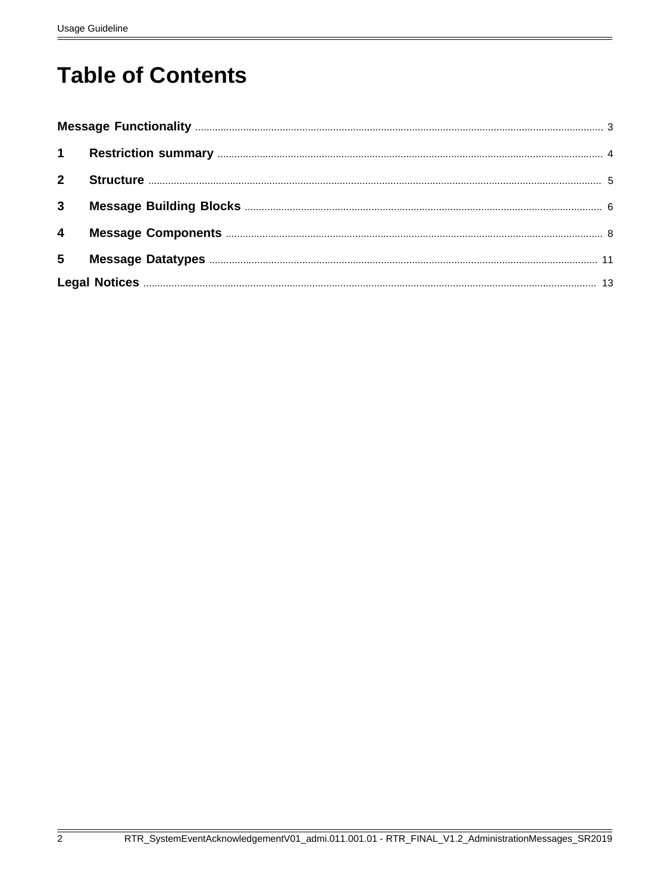# Table of Contents

**Message Functionality** ........ 3

**1 Restriction summary** ........ 4

**2 Structure** ........ 5

**3 Message Building Blocks** ........ 6

**4 Message Components** ........ 8

**5 Message Datatypes** ........ 11

**Legal Notices** ........ 13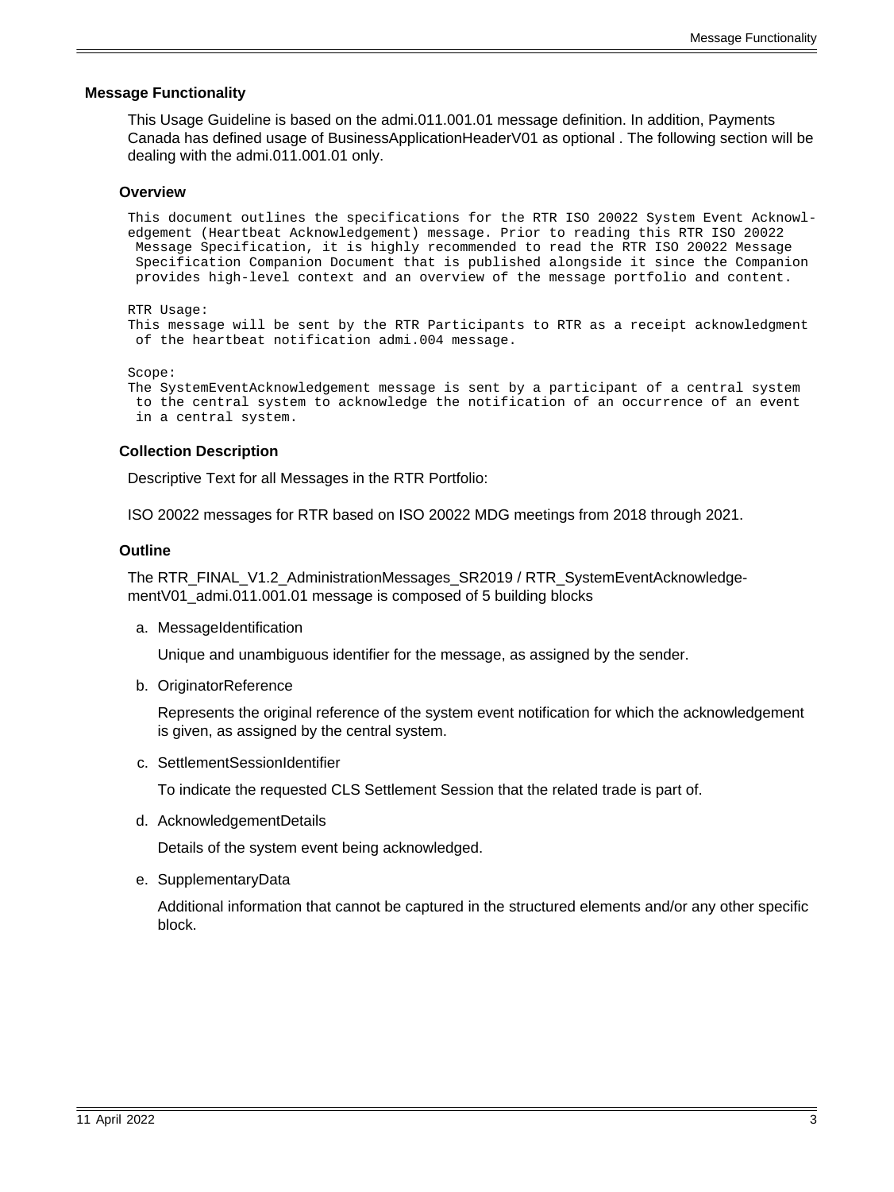## Message Functionality

This Usage Guideline is based on the admi.011.001.01 message definition. In addition, Payments Canada has defined usage of BusinessApplicationHeaderV01 as optional . The following section will be dealing with the admi.011.001.01 only.

### Overview

```
This document outlines the specifications for the RTR ISO 20022 System Event Acknowledgement (Heartbeat Acknowledgement) message. Prior to reading this RTR ISO 20022
 Message Specification, it is highly recommended to read the RTR ISO 20022 Message
 Specification Companion Document that is published alongside it since the Companion
 provides high-level context and an overview of the message portfolio and content.

RTR Usage:
This message will be sent by the RTR Participants to RTR as a receipt acknowledgment
 of the heartbeat notification admi.004 message.

Scope:
The SystemEventAcknowledgement message is sent by a participant of a central system
 to the central system to acknowledge the notification of an occurrence of an event
 in a central system.
```

### Collection Description

Descriptive Text for all Messages in the RTR Portfolio:

ISO 20022 messages for RTR based on ISO 20022 MDG meetings from 2018 through 2021.

### Outline

The RTR_FINAL_V1.2_AdministrationMessages_SR2019 / RTR_SystemEventAcknowledgementV01_admi.011.001.01 message is composed of 5 building blocks

a. MessageIdentification

   Unique and unambiguous identifier for the message, as assigned by the sender.

b. OriginatorReference

   Represents the original reference of the system event notification for which the acknowledgement is given, as assigned by the central system.

c. SettlementSessionIdentifier

   To indicate the requested CLS Settlement Session that the related trade is part of.

d. AcknowledgementDetails

   Details of the system event being acknowledged.

e. SupplementaryData

   Additional information that cannot be captured in the structured elements and/or any other specific block.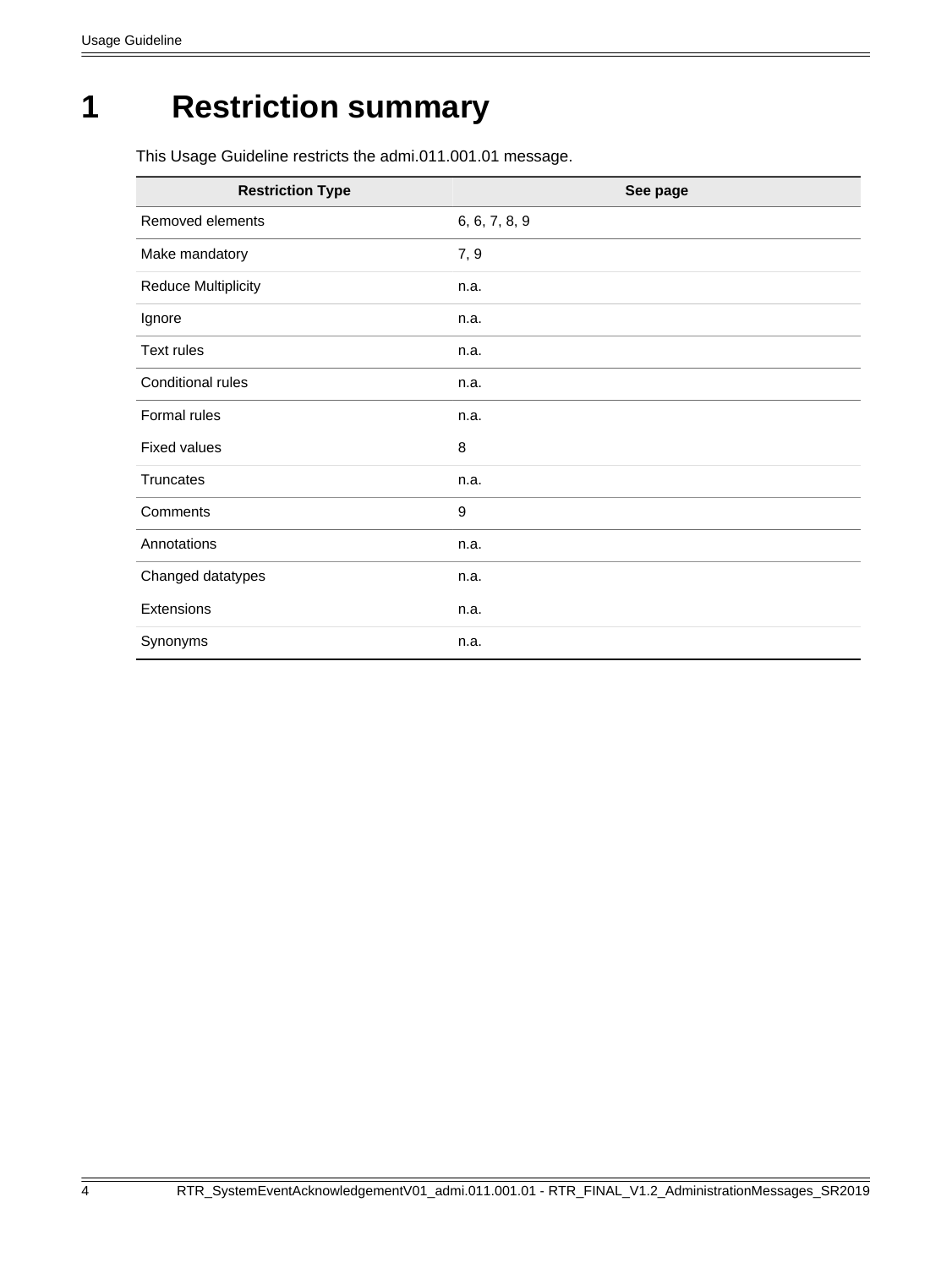# 1 Restriction summary

This Usage Guideline restricts the admi.011.001.01 message.

| Restriction Type | See page |
| --- | --- |
| Removed elements | 6, 6, 7, 8, 9 |
| Make mandatory | 7, 9 |
| Reduce Multiplicity | n.a. |
| Ignore | n.a. |
| Text rules | n.a. |
| Conditional rules | n.a. |
| Formal rules | n.a. |
| Fixed values | 8 |
| Truncates | n.a. |
| Comments | 9 |
| Annotations | n.a. |
| Changed datatypes | n.a. |
| Extensions | n.a. |
| Synonyms | n.a. |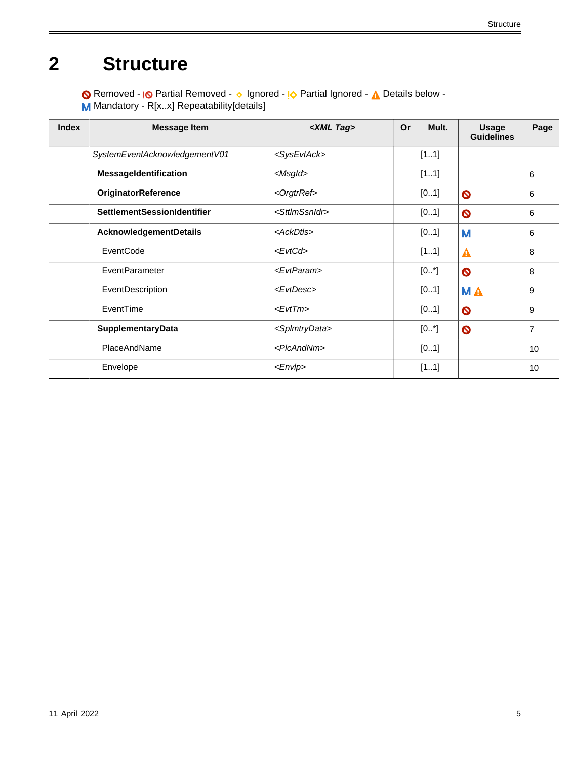# 2 Structure

🚫 Removed - !🚫 Partial Removed - ◇ Ignored - !◇ Partial Ignored - ⚠ Details below -
**M** Mandatory - R[x..x] Repeatability[details]

| Index | Message Item | *<XML Tag>* | Or | Mult. | Usage Guidelines | Page |
|---|---|---|---|---|---|---|
| | *SystemEventAcknowledgementV01* | *<SysEvtAck>* | | [1..1] | | |
| | **MessageIdentification** | *<MsgId>* | | [1..1] | | 6 |
| | **OriginatorReference** | *<OrgtrRef>* | | [0..1] | 🚫 | 6 |
| | **SettlementSessionIdentifier** | *<SttlmSsnIdr>* | | [0..1] | 🚫 | 6 |
| | **AcknowledgementDetails** | *<AckDtls>* | | [0..1] | **M** | 6 |
| | EventCode | *<EvtCd>* | | [1..1] | ⚠ | 8 |
| | EventParameter | *<EvtParam>* | | [0..*] | 🚫 | 8 |
| | EventDescription | *<EvtDesc>* | | [0..1] | **M** ⚠ | 9 |
| | EventTime | *<EvtTm>* | | [0..1] | 🚫 | 9 |
| | **SupplementaryData** | *<SplmtryData>* | | [0..*] | 🚫 | 7 |
| | PlaceAndName | *<PlcAndNm>* | | [0..1] | | 10 |
| | Envelope | *<Envlp>* | | [1..1] | | 10 |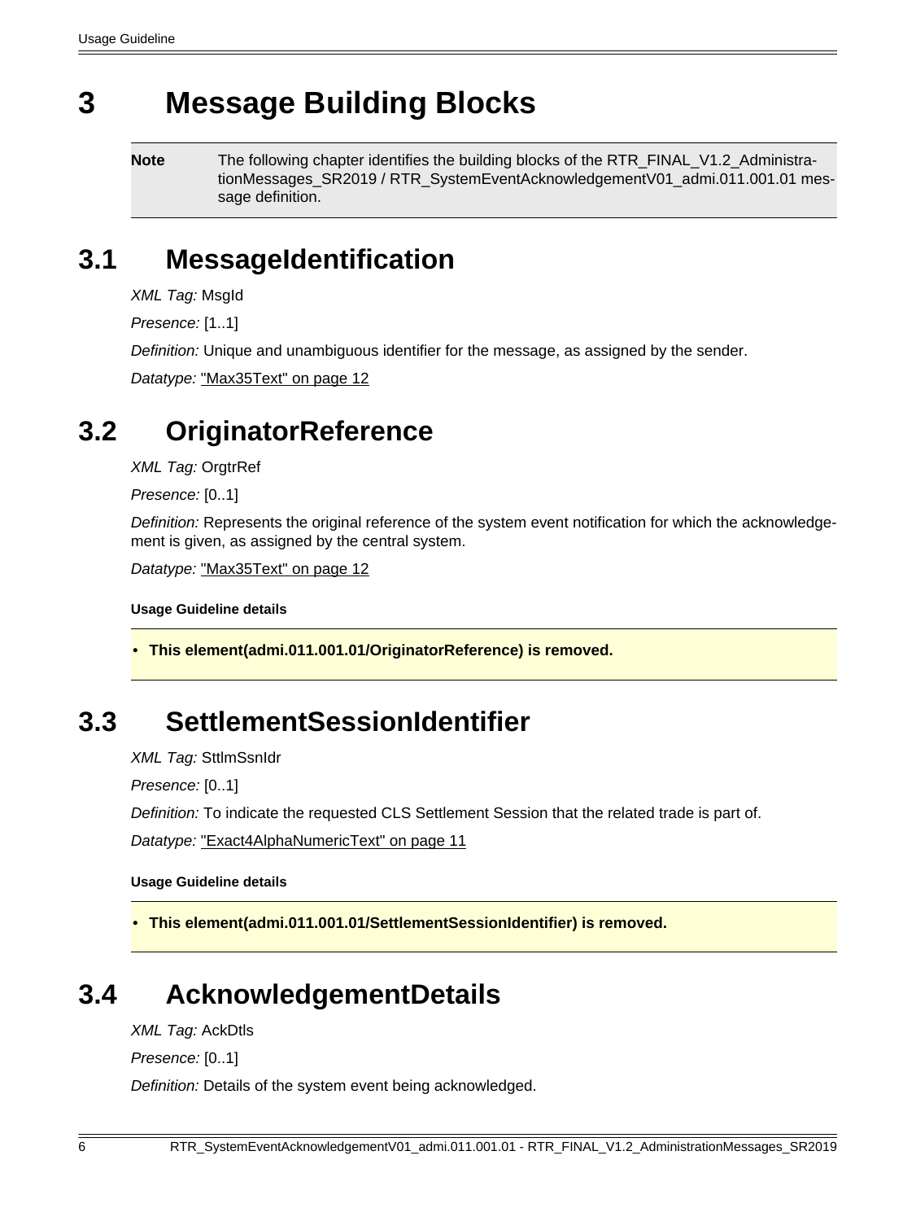# 3 Message Building Blocks

**Note** The following chapter identifies the building blocks of the RTR_FINAL_V1.2_AdministrationMessages_SR2019 / RTR_SystemEventAcknowledgementV01_admi.011.001.01 message definition.

## 3.1 MessageIdentification

*XML Tag:* MsgId

*Presence:* [1..1]

*Definition:* Unique and unambiguous identifier for the message, as assigned by the sender.

*Datatype:* "Max35Text" on page 12

## 3.2 OriginatorReference

*XML Tag:* OrgtrRef

*Presence:* [0..1]

*Definition:* Represents the original reference of the system event notification for which the acknowledgement is given, as assigned by the central system.

*Datatype:* "Max35Text" on page 12

**Usage Guideline details**

- **This element(admi.011.001.01/OriginatorReference) is removed.**

## 3.3 SettlementSessionIdentifier

*XML Tag:* SttlmSsnIdr

*Presence:* [0..1]

*Definition:* To indicate the requested CLS Settlement Session that the related trade is part of.

*Datatype:* "Exact4AlphaNumericText" on page 11

**Usage Guideline details**

- **This element(admi.011.001.01/SettlementSessionIdentifier) is removed.**

## 3.4 AcknowledgementDetails

*XML Tag:* AckDtls

*Presence:* [0..1]

*Definition:* Details of the system event being acknowledged.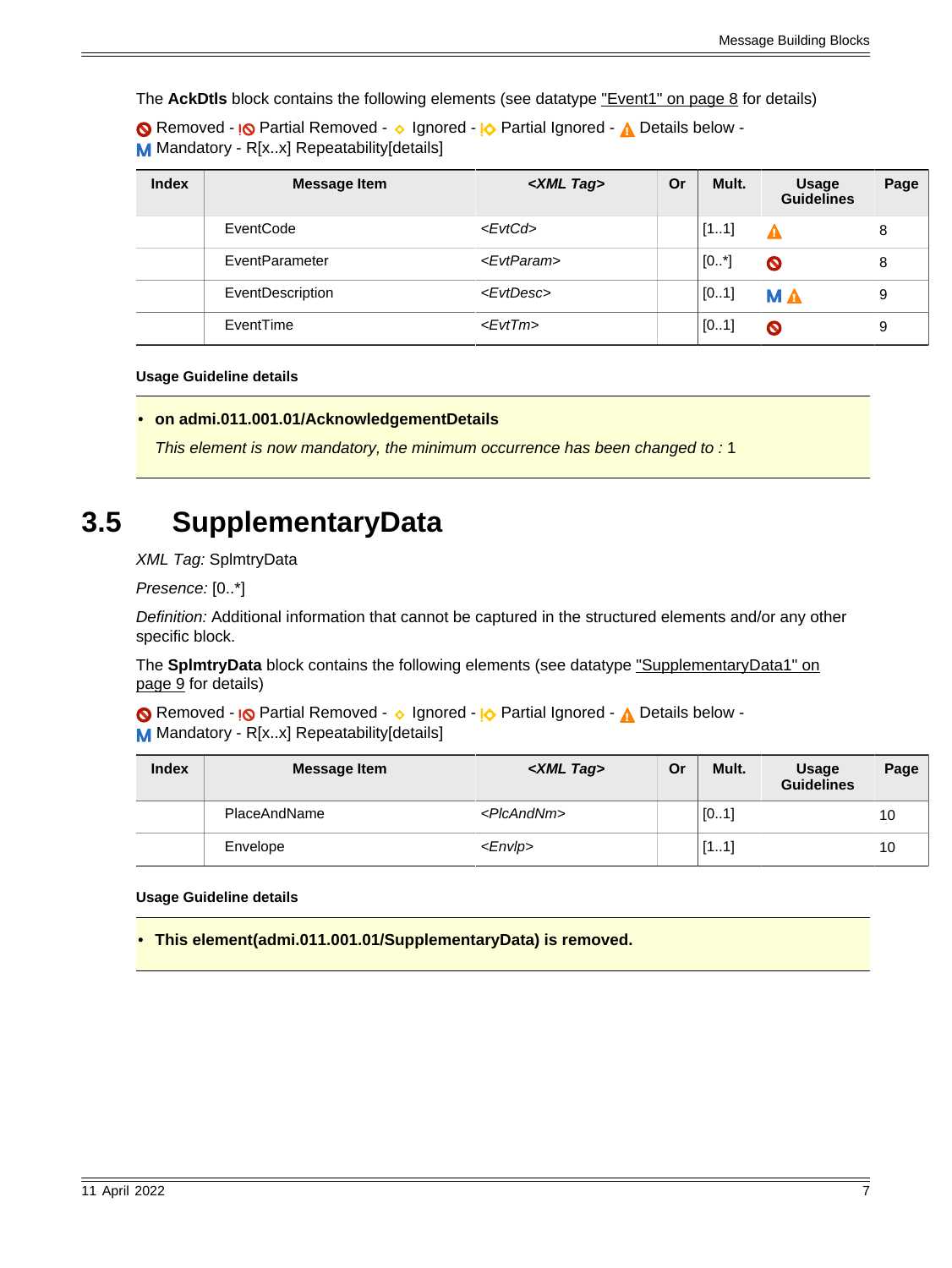The **AckDtls** block contains the following elements (see datatype "Event1" on page 8 for details)

Removed - Partial Removed - Ignored - Partial Ignored - Details below - M Mandatory - R[x..x] Repeatability[details]

| Index | Message Item | <XML Tag> | Or | Mult. | Usage Guidelines | Page |
|---|---|---|---|---|---|---|
| | EventCode | <EvtCd> | | [1..1] | Details below | 8 |
| | EventParameter | <EvtParam> | | [0..*] | Removed | 8 |
| | EventDescription | <EvtDesc> | | [0..1] | M Details below | 9 |
| | EventTime | <EvtTm> | | [0..1] | Removed | 9 |

**Usage Guideline details**

- **on admi.011.001.01/AcknowledgementDetails**

  *This element is now mandatory, the minimum occurrence has been changed to :* 1

# 3.5 SupplementaryData

*XML Tag:* SplmtryData

*Presence:* [0..*]

*Definition:* Additional information that cannot be captured in the structured elements and/or any other specific block.

The **SplmtryData** block contains the following elements (see datatype "SupplementaryData1" on page 9 for details)

Removed - Partial Removed - Ignored - Partial Ignored - Details below - M Mandatory - R[x..x] Repeatability[details]

| Index | Message Item | <XML Tag> | Or | Mult. | Usage Guidelines | Page |
|---|---|---|---|---|---|---|
| | PlaceAndName | <PlcAndNm> | | [0..1] | | 10 |
| | Envelope | <Envlp> | | [1..1] | | 10 |

**Usage Guideline details**

- **This element(admi.011.001.01/SupplementaryData) is removed.**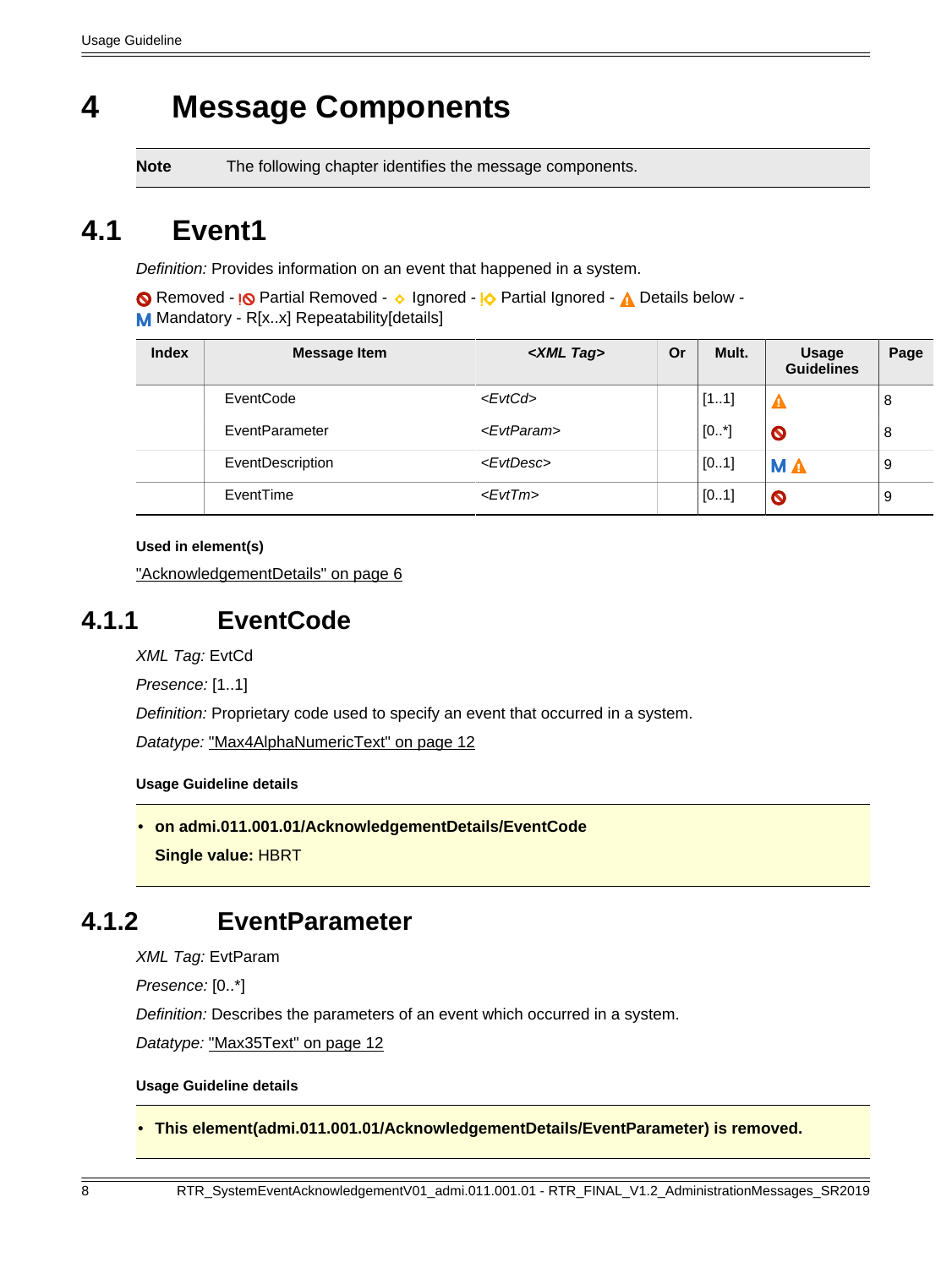# 4 Message Components

| Note | The following chapter identifies the message components. |
|---|---|

## 4.1 Event1

*Definition:* Provides information on an event that happened in a system.

Removed - Partial Removed - Ignored - Partial Ignored - Details below - Mandatory - R[x..x] Repeatability[details]

| Index | Message Item | *<XML Tag>* | Or | Mult. | Usage Guidelines | Page |
|---|---|---|---|---|---|---|
| | EventCode | *<EvtCd>* | | [1..1] | Details below | 8 |
| | EventParameter | *<EvtParam>* | | [0..*] | Removed | 8 |
| | EventDescription | *<EvtDesc>* | | [0..1] | Mandatory, Details below | 9 |
| | EventTime | *<EvtTm>* | | [0..1] | Removed | 9 |

**Used in element(s)**

"AcknowledgementDetails" on page 6

### 4.1.1 EventCode

*XML Tag:* EvtCd

*Presence:* [1..1]

*Definition:* Proprietary code used to specify an event that occurred in a system.

*Datatype:* "Max4AlphaNumericText" on page 12

**Usage Guideline details**

- **on admi.011.001.01/AcknowledgementDetails/EventCode**

  **Single value:** HBRT

### 4.1.2 EventParameter

*XML Tag:* EvtParam

*Presence:* [0..*]

*Definition:* Describes the parameters of an event which occurred in a system.

*Datatype:* "Max35Text" on page 12

**Usage Guideline details**

- **This element(admi.011.001.01/AcknowledgementDetails/EventParameter) is removed.**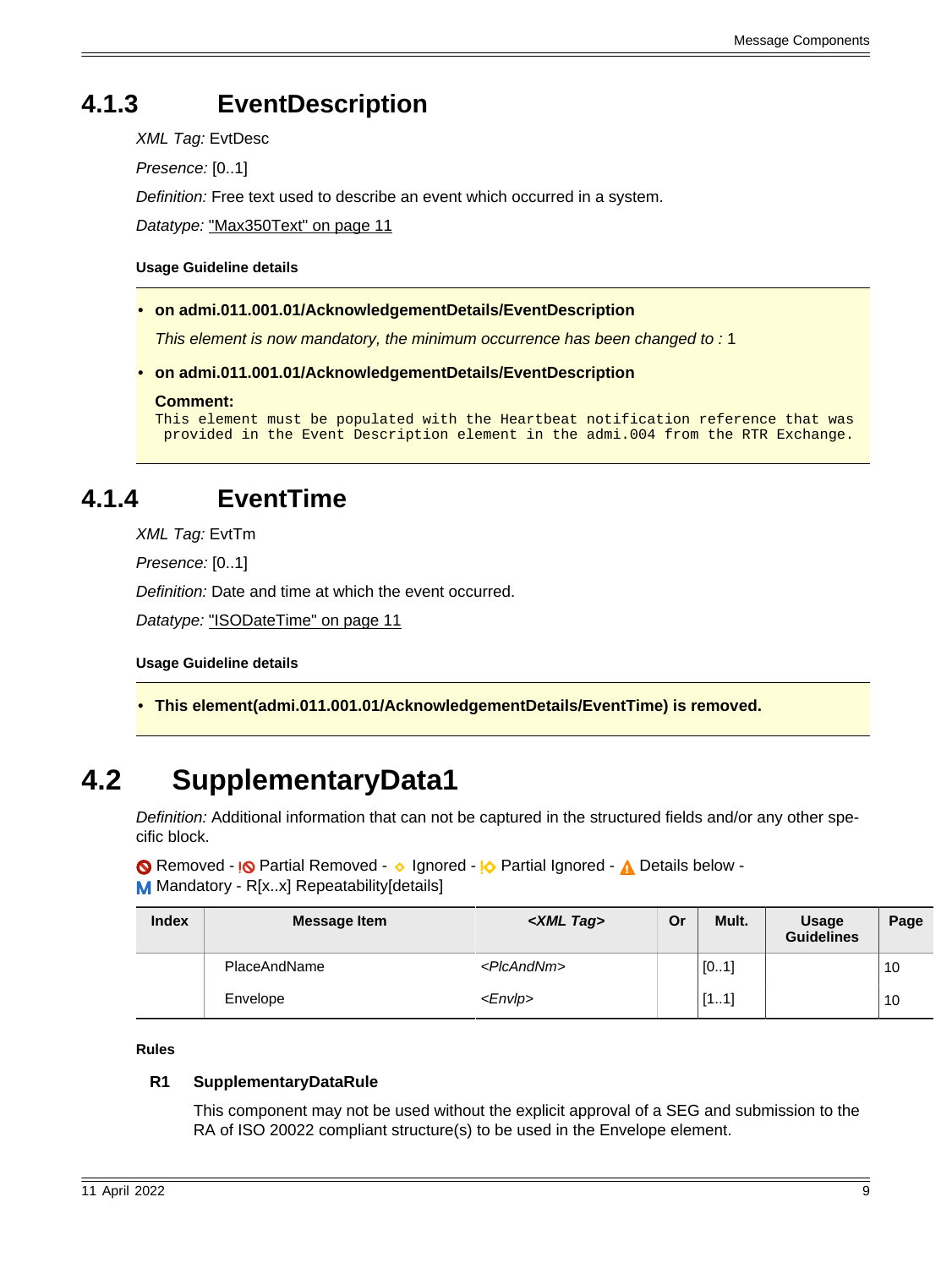### 4.1.3 EventDescription

*XML Tag:* EvtDesc

*Presence:* [0..1]

*Definition:* Free text used to describe an event which occurred in a system.

*Datatype:* "Max350Text" on page 11

**Usage Guideline details**

- **on admi.011.001.01/AcknowledgementDetails/EventDescription**

  *This element is now mandatory, the minimum occurrence has been changed to :* 1

- **on admi.011.001.01/AcknowledgementDetails/EventDescription**

  **Comment:**
  ```
  This element must be populated with the Heartbeat notification reference that was
   provided in the Event Description element in the admi.004 from the RTR Exchange.
  ```

### 4.1.4 EventTime

*XML Tag:* EvtTm

*Presence:* [0..1]

*Definition:* Date and time at which the event occurred.

*Datatype:* "ISODateTime" on page 11

**Usage Guideline details**

- **This element(admi.011.001.01/AcknowledgementDetails/EventTime) is removed.**

## 4.2 SupplementaryData1

*Definition:* Additional information that can not be captured in the structured fields and/or any other specific block.

Removed - Partial Removed - Ignored - Partial Ignored - Details below - M Mandatory - R[x..x] Repeatability[details]

| Index | Message Item | <XML Tag> | Or | Mult. | Usage Guidelines | Page |
|---|---|---|---|---|---|---|
| | PlaceAndName | <PlcAndNm> | | [0..1] | | 10 |
| | Envelope | <Envlp> | | [1..1] | | 10 |

**Rules**

**R1 SupplementaryDataRule**

This component may not be used without the explicit approval of a SEG and submission to the RA of ISO 20022 compliant structure(s) to be used in the Envelope element.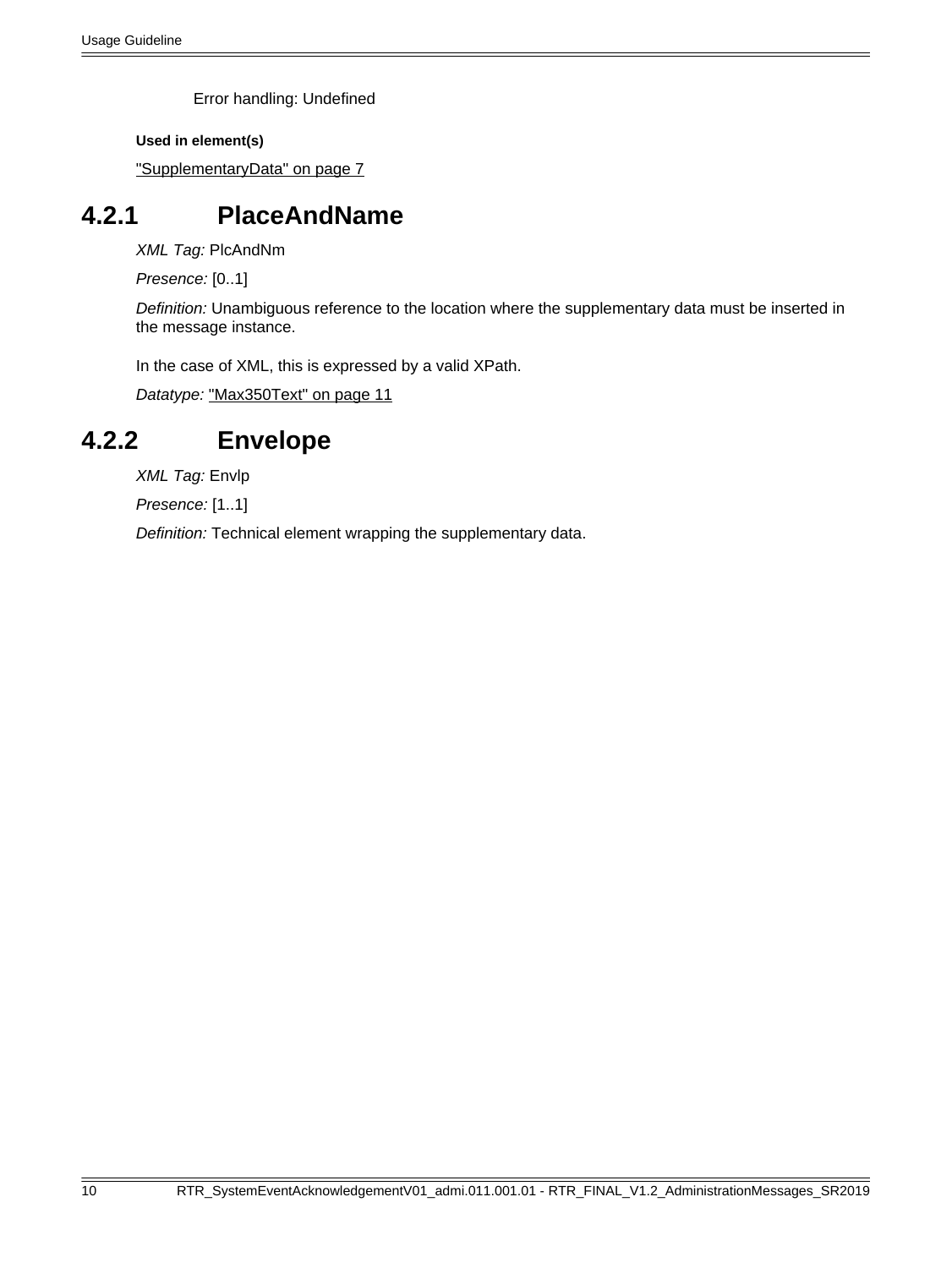Error handling: Undefined

**Used in element(s)**

"SupplementaryData" on page 7

## 4.2.1 PlaceAndName

*XML Tag:* PlcAndNm

*Presence:* [0..1]

*Definition:* Unambiguous reference to the location where the supplementary data must be inserted in the message instance.

In the case of XML, this is expressed by a valid XPath.

*Datatype:* "Max350Text" on page 11

## 4.2.2 Envelope

*XML Tag:* Envlp

*Presence:* [1..1]

*Definition:* Technical element wrapping the supplementary data.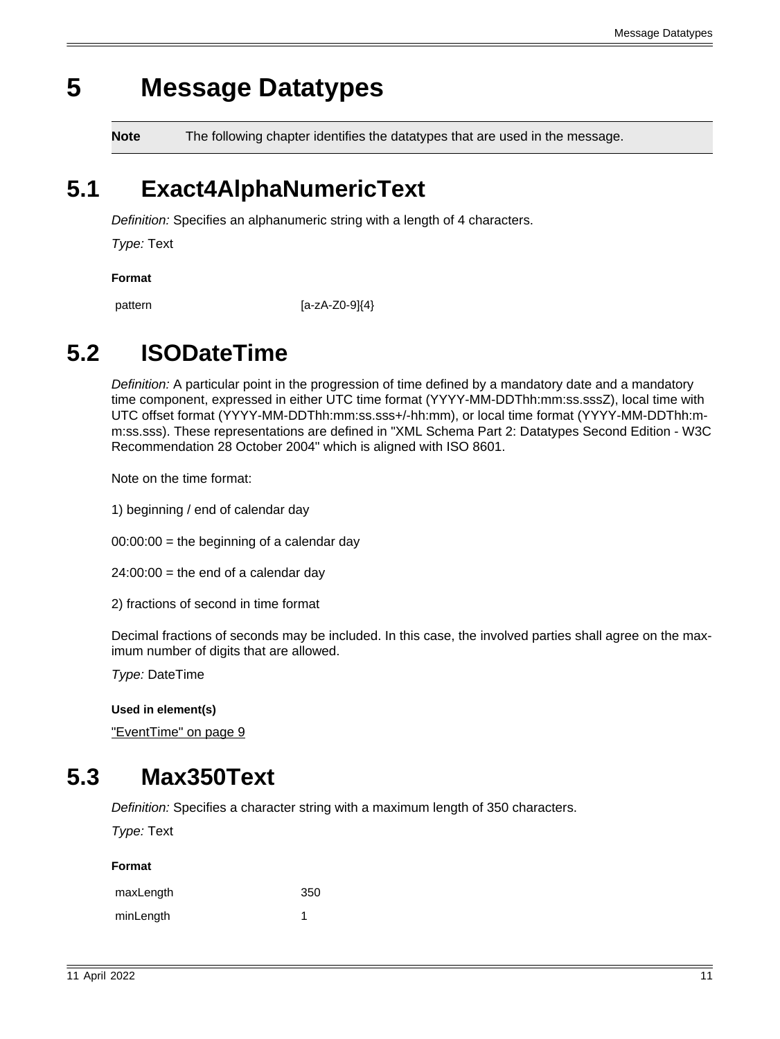# 5 Message Datatypes

| **Note** | The following chapter identifies the datatypes that are used in the message. |
|---|---|

## 5.1 Exact4AlphaNumericText

*Definition:* Specifies an alphanumeric string with a length of 4 characters.

*Type:* Text

**Format**

| | |
|---|---|
| pattern | [a-zA-Z0-9]{4} |

## 5.2 ISODateTime

*Definition:* A particular point in the progression of time defined by a mandatory date and a mandatory time component, expressed in either UTC time format (YYYY-MM-DDThh:mm:ss.sssZ), local time with UTC offset format (YYYY-MM-DDThh:mm:ss.sss+/-hh:mm), or local time format (YYYY-MM-DDThh:mm:ss.sss). These representations are defined in "XML Schema Part 2: Datatypes Second Edition - W3C Recommendation 28 October 2004" which is aligned with ISO 8601.

Note on the time format:

1) beginning / end of calendar day

00:00:00 = the beginning of a calendar day

24:00:00 = the end of a calendar day

2) fractions of second in time format

Decimal fractions of seconds may be included. In this case, the involved parties shall agree on the maximum number of digits that are allowed.

*Type:* DateTime

**Used in element(s)**

"EventTime" on page 9

## 5.3 Max350Text

*Definition:* Specifies a character string with a maximum length of 350 characters.

*Type:* Text

**Format**

| | |
|---|---|
| maxLength | 350 |
| minLength | 1 |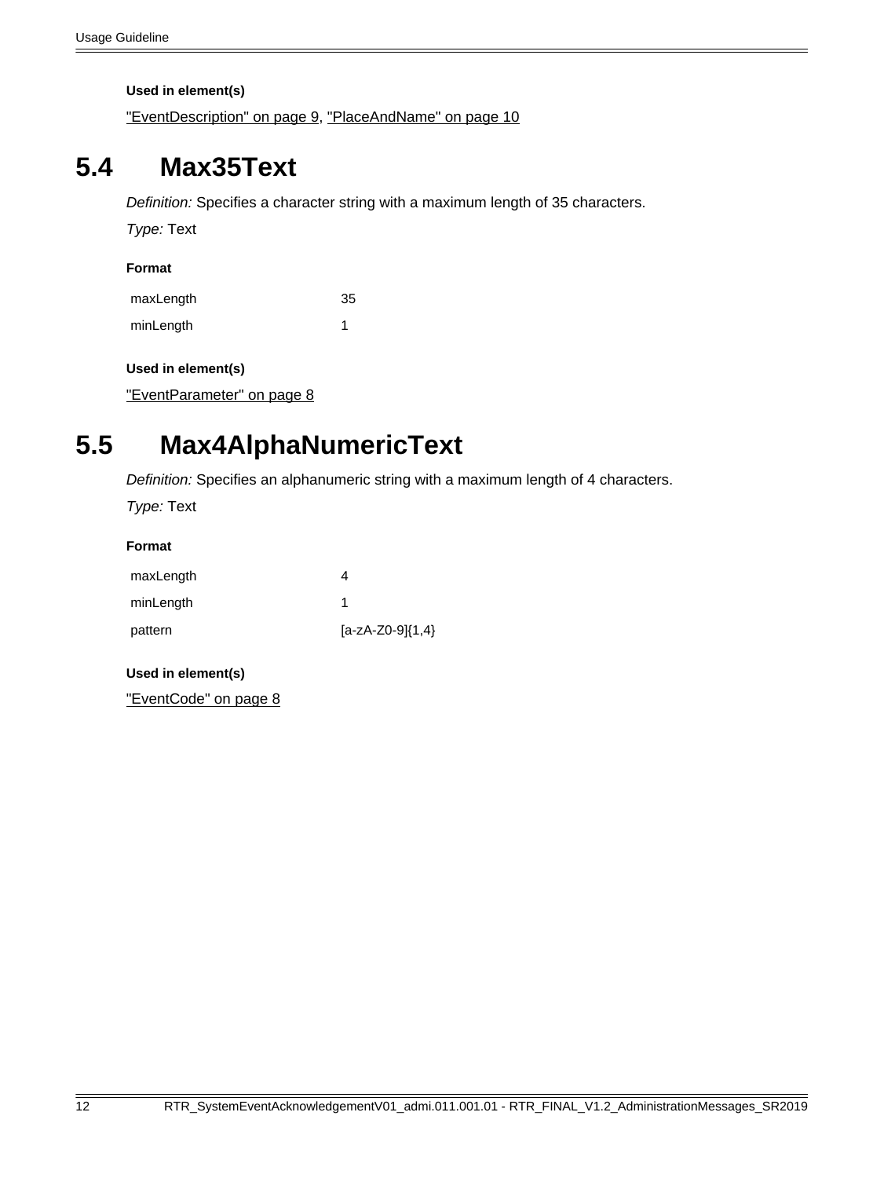**Used in element(s)**

"EventDescription" on page 9, "PlaceAndName" on page 10

## 5.4 Max35Text

*Definition:* Specifies a character string with a maximum length of 35 characters.

*Type:* Text

**Format**

| | |
|---|---|
| maxLength | 35 |
| minLength | 1 |

**Used in element(s)**

"EventParameter" on page 8

## 5.5 Max4AlphaNumericText

*Definition:* Specifies an alphanumeric string with a maximum length of 4 characters.

*Type:* Text

**Format**

| | |
|---|---|
| maxLength | 4 |
| minLength | 1 |
| pattern | [a-zA-Z0-9]{1,4} |

**Used in element(s)**

"EventCode" on page 8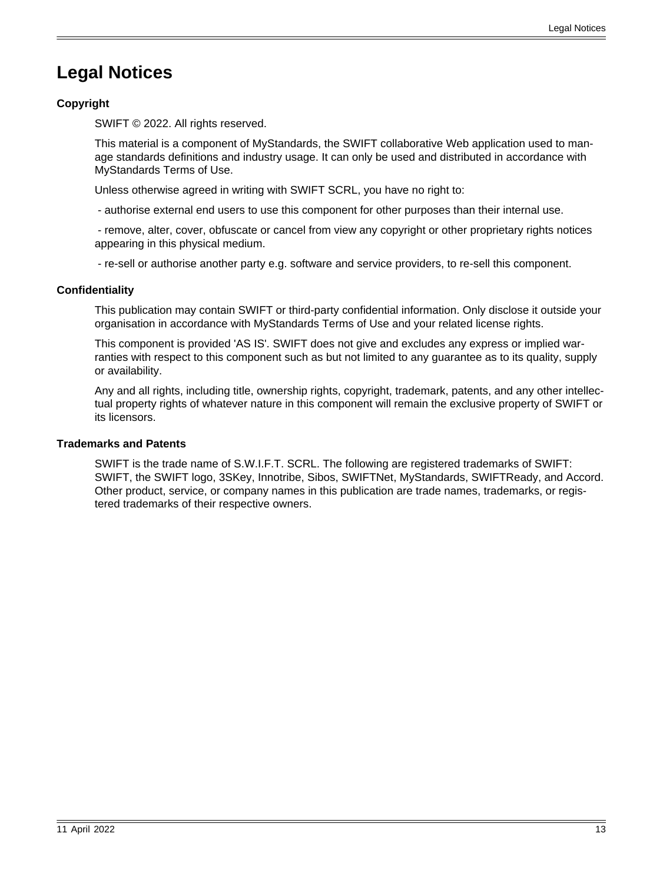# Legal Notices

### Copyright

SWIFT © 2022. All rights reserved.

This material is a component of MyStandards, the SWIFT collaborative Web application used to manage standards definitions and industry usage. It can only be used and distributed in accordance with MyStandards Terms of Use.

Unless otherwise agreed in writing with SWIFT SCRL, you have no right to:

- authorise external end users to use this component for other purposes than their internal use.
- remove, alter, cover, obfuscate or cancel from view any copyright or other proprietary rights notices appearing in this physical medium.
- re-sell or authorise another party e.g. software and service providers, to re-sell this component.

### Confidentiality

This publication may contain SWIFT or third-party confidential information. Only disclose it outside your organisation in accordance with MyStandards Terms of Use and your related license rights.

This component is provided 'AS IS'. SWIFT does not give and excludes any express or implied warranties with respect to this component such as but not limited to any guarantee as to its quality, supply or availability.

Any and all rights, including title, ownership rights, copyright, trademark, patents, and any other intellectual property rights of whatever nature in this component will remain the exclusive property of SWIFT or its licensors.

### Trademarks and Patents

SWIFT is the trade name of S.W.I.F.T. SCRL. The following are registered trademarks of SWIFT: SWIFT, the SWIFT logo, 3SKey, Innotribe, Sibos, SWIFTNet, MyStandards, SWIFTReady, and Accord. Other product, service, or company names in this publication are trade names, trademarks, or registered trademarks of their respective owners.